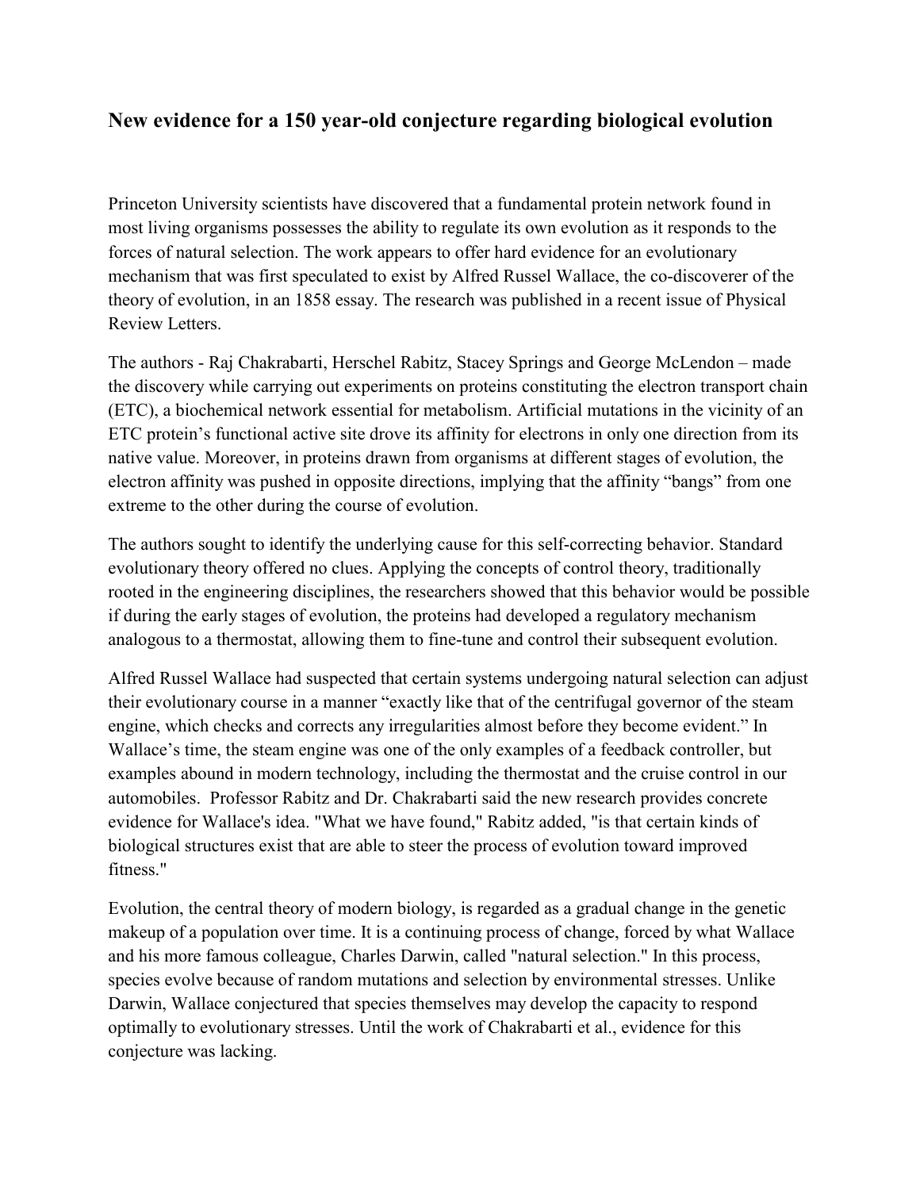### New evidence for a 150 year-old conjecture regarding biological evolution

Princeton University scientists have discovered that a fundamental protein network found in most living organisms possesses the ability to regulate its own evolution as it responds to the forces of natural selection. The work appears to offer hard evidence for an evolutionary mechanism that was first speculated to exist by Alfred Russel Wallace, the co-discoverer of the theory of evolution, in an 1858 essay. The research was published in a recent issue of Physical Review Letters.

The authors - Raj Chakrabarti, Herschel Rabitz, Stacey Springs and George McLendon – made the discovery while carrying out experiments on proteins constituting the electron transport chain (ETC), a biochemical network essential for metabolism. Artificial mutations in the vicinity of an ETC protein's functional active site drove its affinity for electrons in only one direction from its native value. Moreover, in proteins drawn from organisms at different stages of evolution, the electron affinity was pushed in opposite directions, implying that the affinity "bangs" from one extreme to the other during the course of evolution.

The authors sought to identify the underlying cause for this self-correcting behavior. Standard evolutionary theory offered no clues. Applying the concepts of control theory, traditionally rooted in the engineering disciplines, the researchers showed that this behavior would be possible if during the early stages of evolution, the proteins had developed a regulatory mechanism analogous to a thermostat, allowing them to fine-tune and control their subsequent evolution.

Alfred Russel Wallace had suspected that certain systems undergoing natural selection can adjust their evolutionary course in a manner "exactly like that of the centrifugal governor of the steam engine, which checks and corrects any irregularities almost before they become evident." In Wallace's time, the steam engine was one of the only examples of a feedback controller, but examples abound in modern technology, including the thermostat and the cruise control in our automobiles. Professor Rabitz and Dr. Chakrabarti said the new research provides concrete evidence for Wallace's idea. "What we have found," Rabitz added, "is that certain kinds of biological structures exist that are able to steer the process of evolution toward improved fitness."

Evolution, the central theory of modern biology, is regarded as a gradual change in the genetic makeup of a population over time. It is a continuing process of change, forced by what Wallace and his more famous colleague, Charles Darwin, called "natural selection." In this process, species evolve because of random mutations and selection by environmental stresses. Unlike Darwin, Wallace conjectured that species themselves may develop the capacity to respond optimally to evolutionary stresses. Until the work of Chakrabarti et al., evidence for this conjecture was lacking.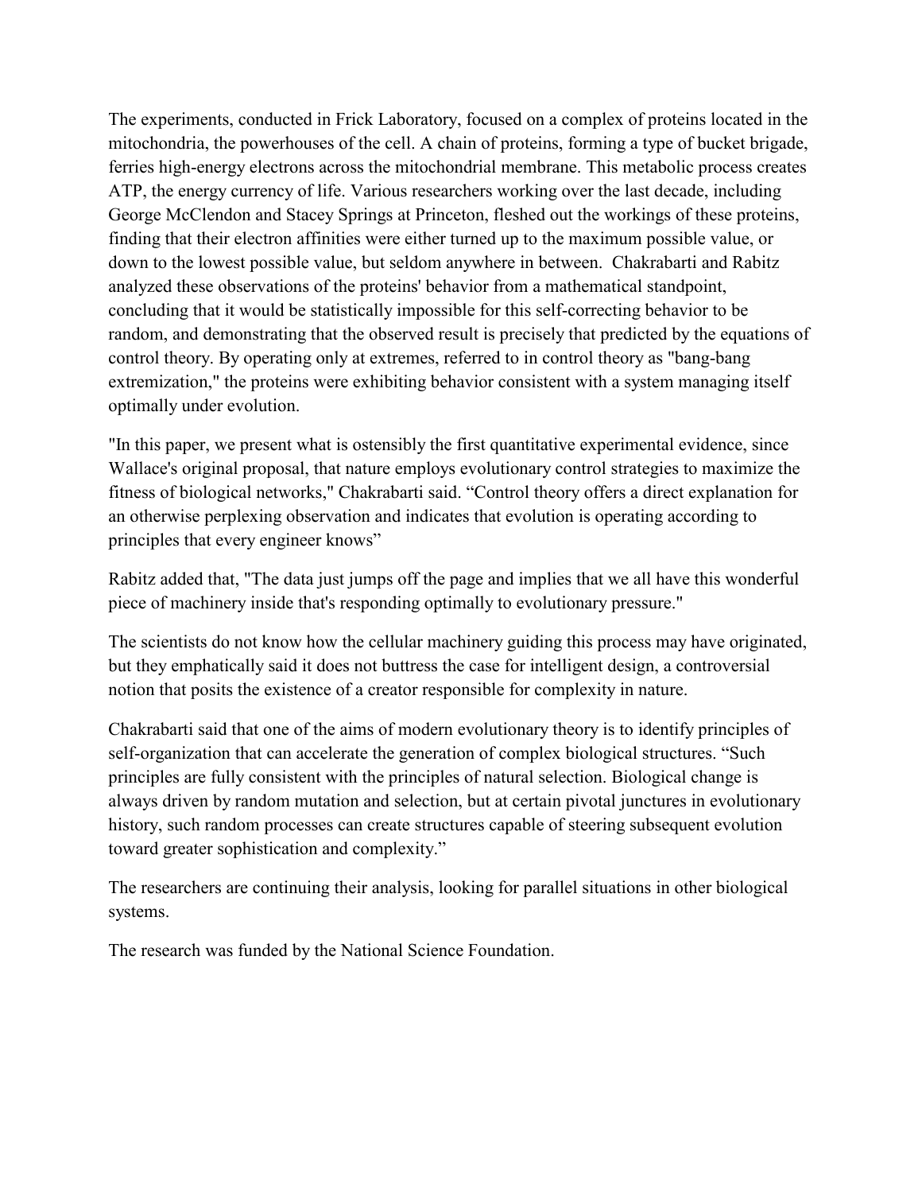The experiments, conducted in Frick Laboratory, focused on a complex of proteins located in the mitochondria, the powerhouses of the cell. A chain of proteins, forming a type of bucket brigade, ferries high-energy electrons across the mitochondrial membrane. This metabolic process creates ATP, the energy currency of life. Various researchers working over the last decade, including George McClendon and Stacey Springs at Princeton, fleshed out the workings of these proteins, finding that their electron affinities were either turned up to the maximum possible value, or down to the lowest possible value, but seldom anywhere in between. Chakrabarti and Rabitz analyzed these observations of the proteins' behavior from a mathematical standpoint, concluding that it would be statistically impossible for this self-correcting behavior to be random, and demonstrating that the observed result is precisely that predicted by the equations of control theory. By operating only at extremes, referred to in control theory as "bang-bang extremization," the proteins were exhibiting behavior consistent with a system managing itself optimally under evolution.

"In this paper, we present what is ostensibly the first quantitative experimental evidence, since Wallace's original proposal, that nature employs evolutionary control strategies to maximize the fitness of biological networks," Chakrabarti said. "Control theory offers a direct explanation for an otherwise perplexing observation and indicates that evolution is operating according to principles that every engineer knows"

Rabitz added that, "The data just jumps off the page and implies that we all have this wonderful piece of machinery inside that's responding optimally to evolutionary pressure."

The scientists do not know how the cellular machinery guiding this process may have originated, but they emphatically said it does not buttress the case for intelligent design, a controversial notion that posits the existence of a creator responsible for complexity in nature.

Chakrabarti said that one of the aims of modern evolutionary theory is to identify principles of self-organization that can accelerate the generation of complex biological structures. "Such principles are fully consistent with the principles of natural selection. Biological change is always driven by random mutation and selection, but at certain pivotal junctures in evolutionary history, such random processes can create structures capable of steering subsequent evolution toward greater sophistication and complexity."

The researchers are continuing their analysis, looking for parallel situations in other biological systems.

The research was funded by the National Science Foundation.